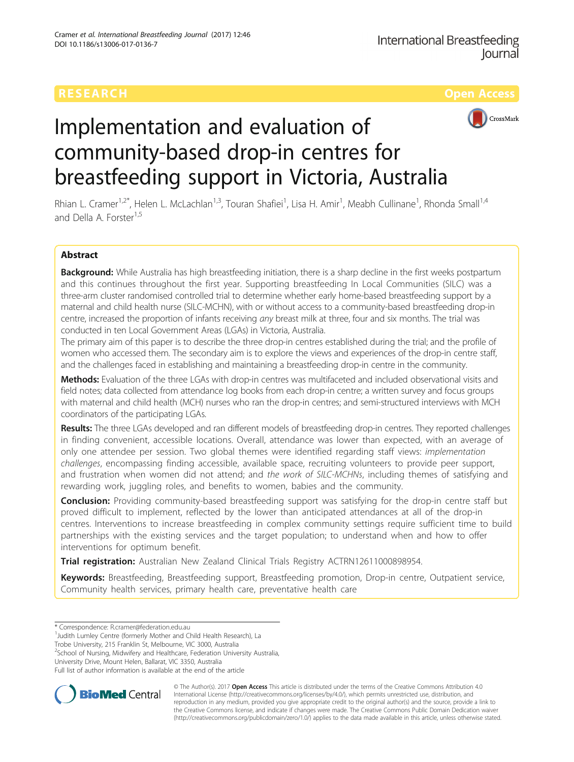RESEARCH

Open Access

# Implementation and evaluation of community-based drop-in centres for breastfeeding support in Victoria, Australia

Rhian L. Cramer[1,2*], Helen L. McLachlan[1,3], Touran Shafiei[1], Lisa H. Amir[1], Meabh Cullinane[1], Rhonda Small[1,4] and Della A. Forster[1,5]

## Abstract

**Background:** While Australia has high breastfeeding initiation, there is a sharp decline in the first weeks postpartum and this continues throughout the first year. Supporting breastfeeding In Local Communities (SILC) was a three-arm cluster randomised controlled trial to determine whether early home-based breastfeeding support by a maternal and child health nurse (SILC-MCHN), with or without access to a community-based breastfeeding drop-in centre, increased the proportion of infants receiving *any* breast milk at three, four and six months. The trial was conducted in ten Local Government Areas (LGAs) in Victoria, Australia.

The primary aim of this paper is to describe the three drop-in centres established during the trial; and the profile of women who accessed them. The secondary aim is to explore the views and experiences of the drop-in centre staff, and the challenges faced in establishing and maintaining a breastfeeding drop-in centre in the community.

**Methods:** Evaluation of the three LGAs with drop-in centres was multifaceted and included observational visits and field notes; data collected from attendance log books from each drop-in centre; a written survey and focus groups with maternal and child health (MCH) nurses who ran the drop-in centres; and semi-structured interviews with MCH coordinators of the participating LGAs.

**Results:** The three LGAs developed and ran different models of breastfeeding drop-in centres. They reported challenges in finding convenient, accessible locations. Overall, attendance was lower than expected, with an average of only one attendee per session. Two global themes were identified regarding staff views: *implementation challenges*, encompassing finding accessible, available space, recruiting volunteers to provide peer support, and frustration when women did not attend; and *the work of SILC-MCHNs*, including themes of satisfying and rewarding work, juggling roles, and benefits to women, babies and the community.

**Conclusion:** Providing community-based breastfeeding support was satisfying for the drop-in centre staff but proved difficult to implement, reflected by the lower than anticipated attendances at all of the drop-in centres. Interventions to increase breastfeeding in complex community settings require sufficient time to build partnerships with the existing services and the target population; to understand when and how to offer interventions for optimum benefit.

**Trial registration:** Australian New Zealand Clinical Trials Registry ACTRN12611000898954.

**Keywords:** Breastfeeding, Breastfeeding support, Breastfeeding promotion, Drop-in centre, Outpatient service, Community health services, primary health care, preventative health care

---

\* Correspondence: R.cramer@federation.edu.au

[1]Judith Lumley Centre (formerly Mother and Child Health Research), La Trobe University, 215 Franklin St, Melbourne, VIC 3000, Australia

[2]School of Nursing, Midwifery and Healthcare, Federation University Australia, University Drive, Mount Helen, Ballarat, VIC 3350, Australia

Full list of author information is available at the end of the article

© The Author(s). 2017 **Open Access** This article is distributed under the terms of the Creative Commons Attribution 4.0 International License (http://creativecommons.org/licenses/by/4.0/), which permits unrestricted use, distribution, and reproduction in any medium, provided you give appropriate credit to the original author(s) and the source, provide a link to the Creative Commons license, and indicate if changes were made. The Creative Commons Public Domain Dedication waiver (http://creativecommons.org/publicdomain/zero/1.0/) applies to the data made available in this article, unless otherwise stated.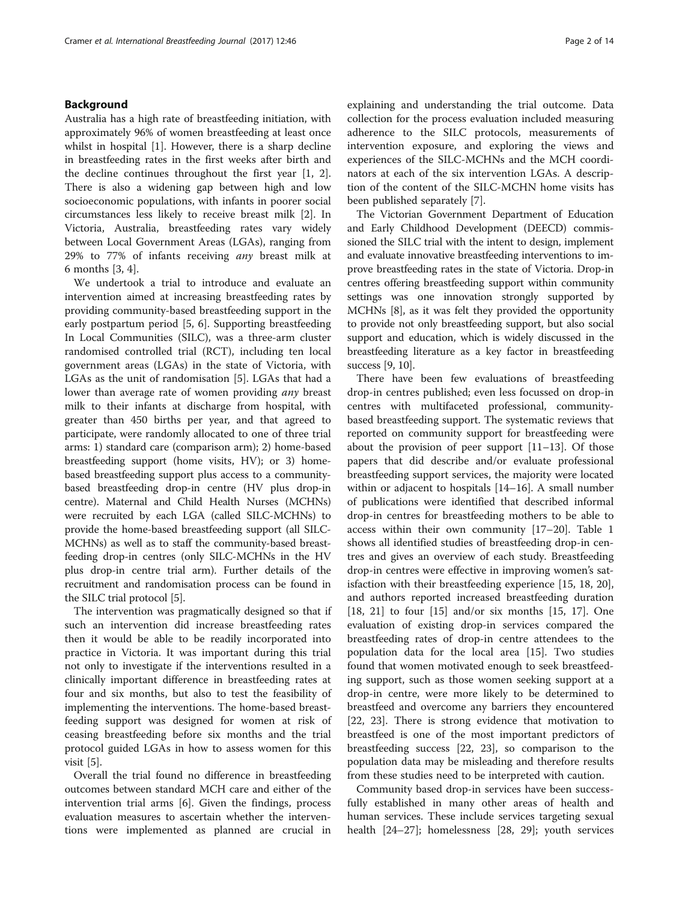## Background

Australia has a high rate of breastfeeding initiation, with approximately 96% of women breastfeeding at least once whilst in hospital [1]. However, there is a sharp decline in breastfeeding rates in the first weeks after birth and the decline continues throughout the first year [1, 2]. There is also a widening gap between high and low socioeconomic populations, with infants in poorer social circumstances less likely to receive breast milk [2]. In Victoria, Australia, breastfeeding rates vary widely between Local Government Areas (LGAs), ranging from 29% to 77% of infants receiving *any* breast milk at 6 months [3, 4].

We undertook a trial to introduce and evaluate an intervention aimed at increasing breastfeeding rates by providing community-based breastfeeding support in the early postpartum period [5, 6]. Supporting Breastfeeding In Local Communities (SILC), was a three-arm cluster randomised controlled trial (RCT), including ten local government areas (LGAs) in the state of Victoria, with LGAs as the unit of randomisation [5]. LGAs that had a lower than average rate of women providing *any* breast milk to their infants at discharge from hospital, with greater than 450 births per year, and that agreed to participate, were randomly allocated to one of three trial arms: 1) standard care (comparison arm); 2) home-based breastfeeding support (home visits, HV); or 3) home-based breastfeeding support plus access to a community-based breastfeeding drop-in centre (HV plus drop-in centre). Maternal and Child Health Nurses (MCHNs) were recruited by each LGA (called SILC-MCHNs) to provide the home-based breastfeeding support (all SILC-MCHNs) as well as to staff the community-based breastfeeding drop-in centres (only SILC-MCHNs in the HV plus drop-in centre trial arm). Further details of the recruitment and randomisation process can be found in the SILC trial protocol [5].

The intervention was pragmatically designed so that if such an intervention did increase breastfeeding rates then it would be able to be readily incorporated into practice in Victoria. It was important during this trial not only to investigate if the interventions resulted in a clinically important difference in breastfeeding rates at four and six months, but also to test the feasibility of implementing the interventions. The home-based breastfeeding support was designed for women at risk of ceasing breastfeeding before six months and the trial protocol guided LGAs in how to assess women for this visit [5].

Overall the trial found no difference in breastfeeding outcomes between standard MCH care and either of the intervention trial arms [6]. Given the findings, process evaluation measures to ascertain whether the interventions were implemented as planned are crucial in explaining and understanding the trial outcome. Data collection for the process evaluation included measuring adherence to the SILC protocols, measurements of intervention exposure, and exploring the views and experiences of the SILC-MCHNs and the MCH coordinators at each of the six intervention LGAs. A description of the content of the SILC-MCHN home visits has been published separately [7].

The Victorian Government Department of Education and Early Childhood Development (DEECD) commissioned the SILC trial with the intent to design, implement and evaluate innovative breastfeeding interventions to improve breastfeeding rates in the state of Victoria. Drop-in centres offering breastfeeding support within community settings was one innovation strongly supported by MCHNs [8], as it was felt they provided the opportunity to provide not only breastfeeding support, but also social support and education, which is widely discussed in the breastfeeding literature as a key factor in breastfeeding success [9, 10].

There have been few evaluations of breastfeeding drop-in centres published; even less focussed on drop-in centres with multifaceted professional, community-based breastfeeding support. The systematic reviews that reported on community support for breastfeeding were about the provision of peer support [11–13]. Of those papers that did describe and/or evaluate professional breastfeeding support services, the majority were located within or adjacent to hospitals [14–16]. A small number of publications were identified that described informal drop-in centres for breastfeeding mothers to be able to access within their own community [17–20]. Table 1 shows all identified studies of breastfeeding drop-in centres and gives an overview of each study. Breastfeeding drop-in centres were effective in improving women's satisfaction with their breastfeeding experience [15, 18, 20], and authors reported increased breastfeeding duration [18, 21] to four [15] and/or six months [15, 17]. One evaluation of existing drop-in services compared the breastfeeding rates of drop-in centre attendees to the population data for the local area [15]. Two studies found that women motivated enough to seek breastfeeding support, such as those women seeking support at a drop-in centre, were more likely to be determined to breastfeed and overcome any barriers they encountered [22, 23]. There is strong evidence that motivation to breastfeed is one of the most important predictors of breastfeeding success [22, 23], so comparison to the population data may be misleading and therefore results from these studies need to be interpreted with caution.

Community based drop-in services have been successfully established in many other areas of health and human services. These include services targeting sexual health [24–27]; homelessness [28, 29]; youth services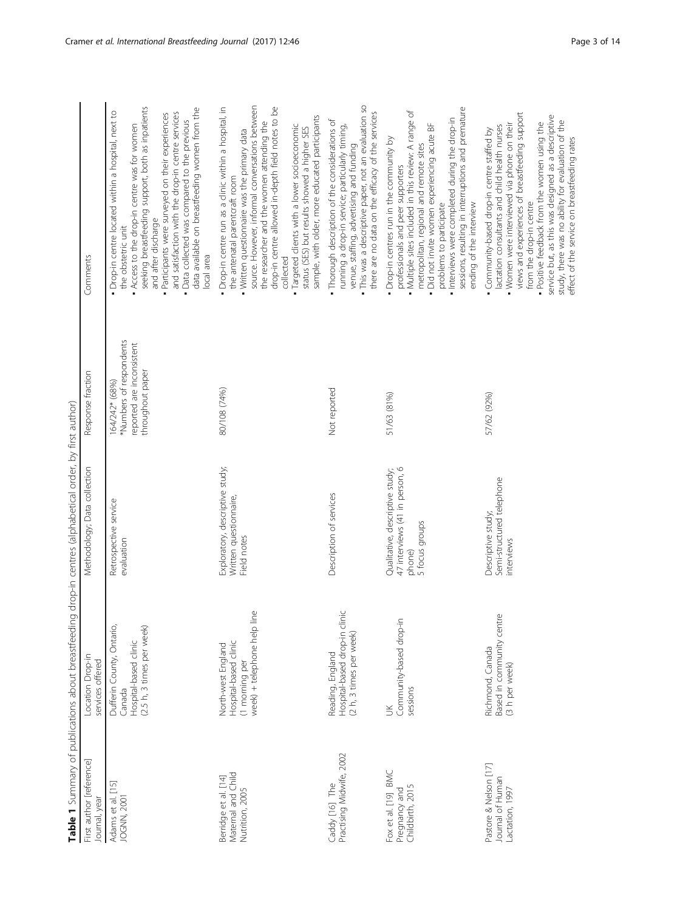**Table 1** Summary of publications about breastfeeding drop-in centres (alphabetical order, by first author)

| First author [reference] Journal, year | Location Drop-in services offered | Methodology; Data collection | Response fraction | Comments |
|---|---|---|---|---|
| Adams et al. [15] JOGNN, 2001 | Dufferin County, Ontario, Canada<br>Hospital-based clinic<br>(2.5 h, 3 times per week) | Retrospective service evaluation | 164/242* (68%)<br>*Numbers of respondents reported are inconsistent throughout paper | ▪ Drop-in centre located within a hospital, next to the obstetric unit<br>▪ Access to the drop-in centre was for women seeking breastfeeding support, both as inpatients and after discharge<br>▪ Participants were surveyed on their experiences and satisfaction with the drop-in centre services<br>▪ Data collected was compared to the previous data available on breastfeeding women from the local area |
| Berridge et al. [14] Maternal and Child Nutrition, 2005 | North-west England<br>Hospital-based clinic<br>(1 morning per week) + telephone help line | Exploratory, descriptive study;<br>Written questionnaire,<br>Field notes | 80/108 (74%) | ▪ Drop-in centre run as a clinic within a hospital, in the antenatal parentcraft room<br>▪ Written questionnaire was the primary data source. However, informal conversations between the researcher and the women attending the drop-in centre allowed in-depth field notes to be collected<br>▪ Targeted clients with a lower socioeconomic status (SES) but results showed a higher SES sample, with older, more educated participants |
| Caddy [16] The Practising Midwife, 2002 | Reading, England<br>Hospital-based drop-in clinic<br>(2 h, 3 times per week) | Description of services | Not reported | ▪ Thorough description of the considerations of running a drop-in service; particularly timing, venue, staffing, advertising and funding<br>▪ This was a descriptive paper, not an evaluation so there are no data on the efficacy of the services |
| Fox et al. [19] BMC Pregnancy and Childbirth, 2015 | UK<br>Community-based drop-in sessions | Qualitative, descriptive study;<br>47 interviews (41 in person, 6 phone)<br>5 focus groups | 51/63 (81%) | ▪ Drop-in centres run in the community by professionals and peer supporters<br>▪ Multiple sites included in this review: A range of metropolitan, regional and remote sites<br>▪ Did not invite women experiencing acute BF problems to participate<br>▪ Interviews were completed during the drop-in sessions, resulting in interruptions and premature ending of the interview |
| Pastore & Nelson [17] Journal of Human Lactation, 1997 | Richmond, Canada<br>Based in community centre<br>(3 h per week) | Descriptive study;<br>Semi-structured telephone interviews | 57/62 (92%) | ▪ Community-based drop-in centre staffed by lactation consultants and child health nurses<br>▪ Women were interviewed via phone on their views and experiences of breastfeeding support from the drop-in centre<br>▪ Positive feedback from the women using the service but, as this was designed as a descriptive study, there was no ability for evaluation of the effect of the service on breastfeeding rates |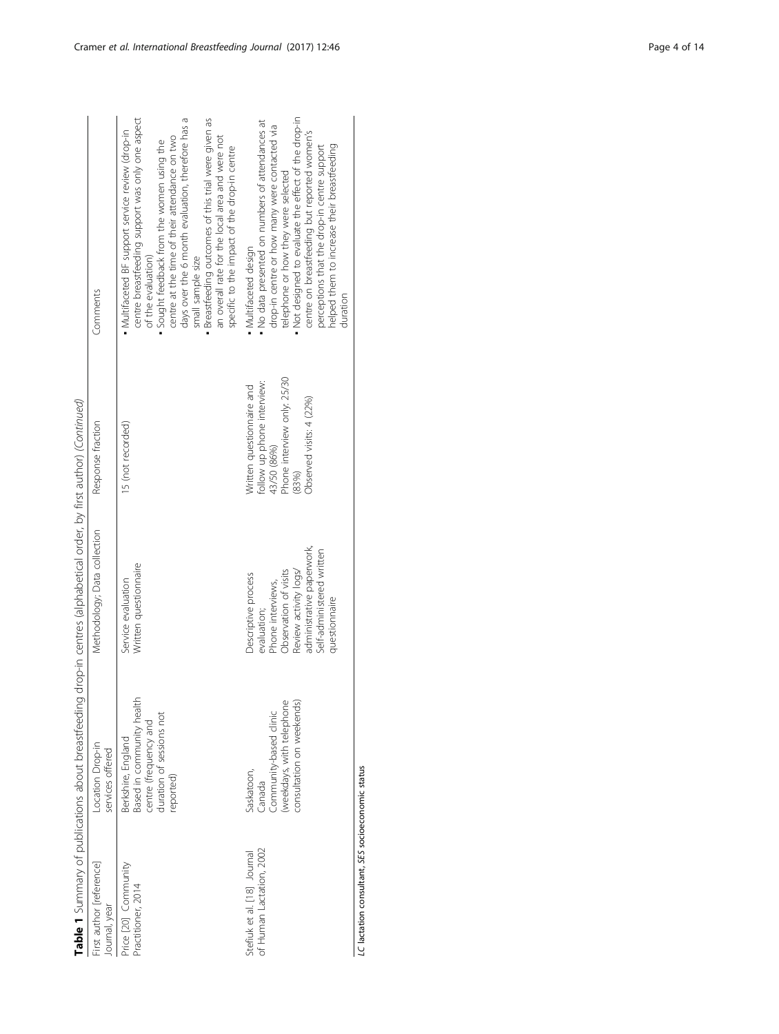**Table 1** Summary of publications about breastfeeding drop-in centres (alphabetical order, by first author) *(Continued)*

| First author [reference] Journal, year | Location Drop-in services offered | Methodology; Data collection | Response fraction | Comments |
|---|---|---|---|---|
| Price [20] Community Practitioner, 2014 | Berkshire, England Based in community health centre (frequency and duration of sessions not reported) | Service evaluation Written questionnaire | 15 (not recorded) | ▪ Multifaceted BF support service review (drop-in centre breastfeeding support was only one aspect of the evaluation) ▪ Sought feedback from the women using the centre at the time of their attendance on two days over the 6 month evaluation, therefore has a small sample size ▪ Breastfeeding outcomes of this trial were given as an overall rate for the local area and were not specific to the impact of the drop-in centre |
| Stefiuk et al. [18] Journal of Human Lactation, 2002 | Saskatoon, Canada Community-based clinic (weekdays, with telephone consultation on weekends) | Descriptive process evaluation; Phone interviews, Observation of visits Review activity logs/ administrative paperwork, Self-administered written questionnaire | Written questionnaire and follow up phone interview: 43/50 (86%) Phone interview only: 25/30 (83%) Observed visits: 4 (22%) | ▪ Multifaceted design ▪ No data presented on numbers of attendances at drop-in centre or how many were contacted via telephone or how they were selected ▪ Not designed to evaluate the effect of the drop-in centre on breastfeeding but reported women's perceptions that the drop-in centre support helped them to increase their breastfeeding duration |

*LC* lactation consultant, *SES* socioeconomic status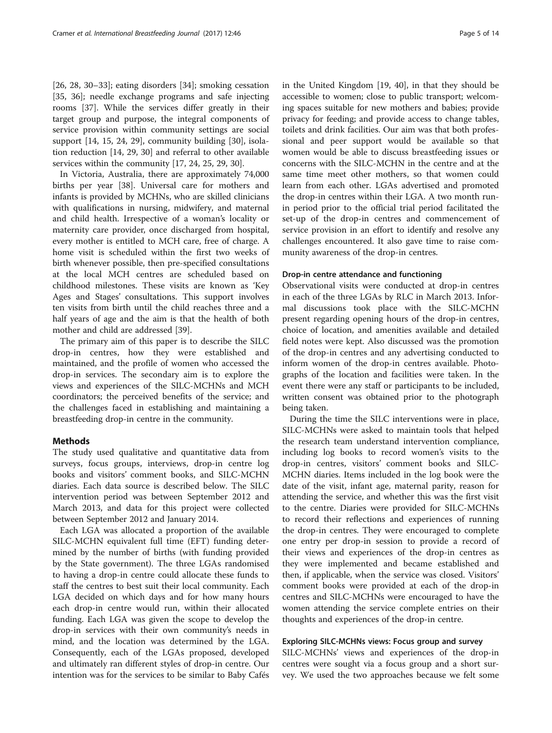[26, 28, 30–33]; eating disorders [34]; smoking cessation [35, 36]; needle exchange programs and safe injecting rooms [37]. While the services differ greatly in their target group and purpose, the integral components of service provision within community settings are social support [14, 15, 24, 29], community building [30], isolation reduction [14, 29, 30] and referral to other available services within the community [17, 24, 25, 29, 30].

In Victoria, Australia, there are approximately 74,000 births per year [38]. Universal care for mothers and infants is provided by MCHNs, who are skilled clinicians with qualifications in nursing, midwifery, and maternal and child health. Irrespective of a woman's locality or maternity care provider, once discharged from hospital, every mother is entitled to MCH care, free of charge. A home visit is scheduled within the first two weeks of birth whenever possible, then pre-specified consultations at the local MCH centres are scheduled based on childhood milestones. These visits are known as 'Key Ages and Stages' consultations. This support involves ten visits from birth until the child reaches three and a half years of age and the aim is that the health of both mother and child are addressed [39].

The primary aim of this paper is to describe the SILC drop-in centres, how they were established and maintained, and the profile of women who accessed the drop-in services. The secondary aim is to explore the views and experiences of the SILC-MCHNs and MCH coordinators; the perceived benefits of the service; and the challenges faced in establishing and maintaining a breastfeeding drop-in centre in the community.

## Methods

The study used qualitative and quantitative data from surveys, focus groups, interviews, drop-in centre log books and visitors' comment books, and SILC-MCHN diaries. Each data source is described below. The SILC intervention period was between September 2012 and March 2013, and data for this project were collected between September 2012 and January 2014.

Each LGA was allocated a proportion of the available SILC-MCHN equivalent full time (EFT) funding determined by the number of births (with funding provided by the State government). The three LGAs randomised to having a drop-in centre could allocate these funds to staff the centres to best suit their local community. Each LGA decided on which days and for how many hours each drop-in centre would run, within their allocated funding. Each LGA was given the scope to develop the drop-in services with their own community's needs in mind, and the location was determined by the LGA. Consequently, each of the LGAs proposed, developed and ultimately ran different styles of drop-in centre. Our intention was for the services to be similar to Baby Cafés in the United Kingdom [19, 40], in that they should be accessible to women; close to public transport; welcoming spaces suitable for new mothers and babies; provide privacy for feeding; and provide access to change tables, toilets and drink facilities. Our aim was that both professional and peer support would be available so that women would be able to discuss breastfeeding issues or concerns with the SILC-MCHN in the centre and at the same time meet other mothers, so that women could learn from each other. LGAs advertised and promoted the drop-in centres within their LGA. A two month run-in period prior to the official trial period facilitated the set-up of the drop-in centres and commencement of service provision in an effort to identify and resolve any challenges encountered. It also gave time to raise community awareness of the drop-in centres.

### Drop-in centre attendance and functioning

Observational visits were conducted at drop-in centres in each of the three LGAs by RLC in March 2013. Informal discussions took place with the SILC-MCHN present regarding opening hours of the drop-in centres, choice of location, and amenities available and detailed field notes were kept. Also discussed was the promotion of the drop-in centres and any advertising conducted to inform women of the drop-in centres available. Photographs of the location and facilities were taken. In the event there were any staff or participants to be included, written consent was obtained prior to the photograph being taken.

During the time the SILC interventions were in place, SILC-MCHNs were asked to maintain tools that helped the research team understand intervention compliance, including log books to record women's visits to the drop-in centres, visitors' comment books and SILC-MCHN diaries. Items included in the log book were the date of the visit, infant age, maternal parity, reason for attending the service, and whether this was the first visit to the centre. Diaries were provided for SILC-MCHNs to record their reflections and experiences of running the drop-in centres. They were encouraged to complete one entry per drop-in session to provide a record of their views and experiences of the drop-in centres as they were implemented and became established and then, if applicable, when the service was closed. Visitors' comment books were provided at each of the drop-in centres and SILC-MCHNs were encouraged to have the women attending the service complete entries on their thoughts and experiences of the drop-in centre.

### Exploring SILC-MCHNs views: Focus group and survey

SILC-MCHNs' views and experiences of the drop-in centres were sought via a focus group and a short survey. We used the two approaches because we felt some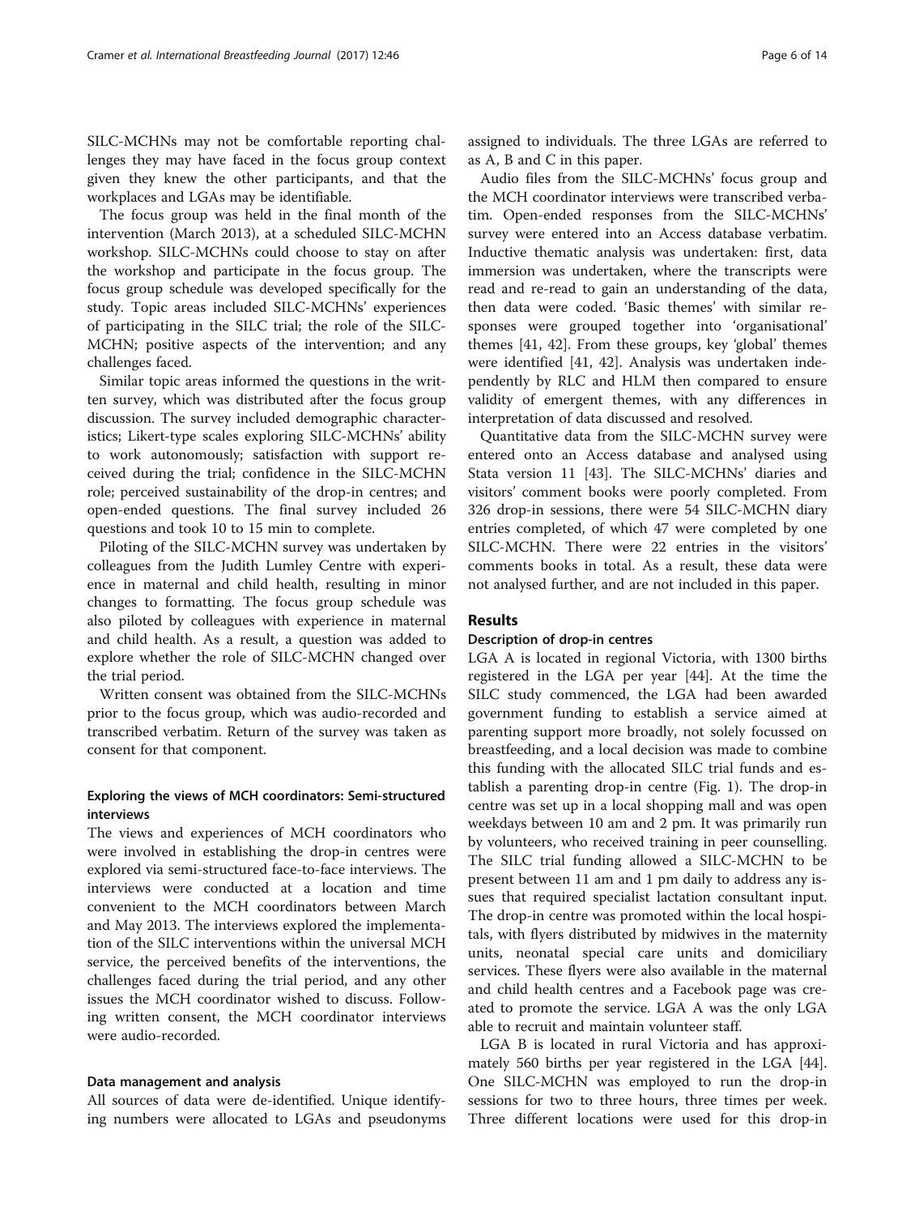SILC-MCHNs may not be comfortable reporting challenges they may have faced in the focus group context given they knew the other participants, and that the workplaces and LGAs may be identifiable.

The focus group was held in the final month of the intervention (March 2013), at a scheduled SILC-MCHN workshop. SILC-MCHNs could choose to stay on after the workshop and participate in the focus group. The focus group schedule was developed specifically for the study. Topic areas included SILC-MCHNs' experiences of participating in the SILC trial; the role of the SILC-MCHN; positive aspects of the intervention; and any challenges faced.

Similar topic areas informed the questions in the written survey, which was distributed after the focus group discussion. The survey included demographic characteristics; Likert-type scales exploring SILC-MCHNs' ability to work autonomously; satisfaction with support received during the trial; confidence in the SILC-MCHN role; perceived sustainability of the drop-in centres; and open-ended questions. The final survey included 26 questions and took 10 to 15 min to complete.

Piloting of the SILC-MCHN survey was undertaken by colleagues from the Judith Lumley Centre with experience in maternal and child health, resulting in minor changes to formatting. The focus group schedule was also piloted by colleagues with experience in maternal and child health. As a result, a question was added to explore whether the role of SILC-MCHN changed over the trial period.

Written consent was obtained from the SILC-MCHNs prior to the focus group, which was audio-recorded and transcribed verbatim. Return of the survey was taken as consent for that component.

### Exploring the views of MCH coordinators: Semi-structured interviews

The views and experiences of MCH coordinators who were involved in establishing the drop-in centres were explored via semi-structured face-to-face interviews. The interviews were conducted at a location and time convenient to the MCH coordinators between March and May 2013. The interviews explored the implementation of the SILC interventions within the universal MCH service, the perceived benefits of the interventions, the challenges faced during the trial period, and any other issues the MCH coordinator wished to discuss. Following written consent, the MCH coordinator interviews were audio-recorded.

### Data management and analysis

All sources of data were de-identified. Unique identifying numbers were allocated to LGAs and pseudonyms assigned to individuals. The three LGAs are referred to as A, B and C in this paper.

Audio files from the SILC-MCHNs' focus group and the MCH coordinator interviews were transcribed verbatim. Open-ended responses from the SILC-MCHNs' survey were entered into an Access database verbatim. Inductive thematic analysis was undertaken: first, data immersion was undertaken, where the transcripts were read and re-read to gain an understanding of the data, then data were coded. 'Basic themes' with similar responses were grouped together into 'organisational' themes [41, 42]. From these groups, key 'global' themes were identified [41, 42]. Analysis was undertaken independently by RLC and HLM then compared to ensure validity of emergent themes, with any differences in interpretation of data discussed and resolved.

Quantitative data from the SILC-MCHN survey were entered onto an Access database and analysed using Stata version 11 [43]. The SILC-MCHNs' diaries and visitors' comment books were poorly completed. From 326 drop-in sessions, there were 54 SILC-MCHN diary entries completed, of which 47 were completed by one SILC-MCHN. There were 22 entries in the visitors' comments books in total. As a result, these data were not analysed further, and are not included in this paper.

## Results

### Description of drop-in centres

LGA A is located in regional Victoria, with 1300 births registered in the LGA per year [44]. At the time the SILC study commenced, the LGA had been awarded government funding to establish a service aimed at parenting support more broadly, not solely focussed on breastfeeding, and a local decision was made to combine this funding with the allocated SILC trial funds and establish a parenting drop-in centre (Fig. 1). The drop-in centre was set up in a local shopping mall and was open weekdays between 10 am and 2 pm. It was primarily run by volunteers, who received training in peer counselling. The SILC trial funding allowed a SILC-MCHN to be present between 11 am and 1 pm daily to address any issues that required specialist lactation consultant input. The drop-in centre was promoted within the local hospitals, with flyers distributed by midwives in the maternity units, neonatal special care units and domiciliary services. These flyers were also available in the maternal and child health centres and a Facebook page was created to promote the service. LGA A was the only LGA able to recruit and maintain volunteer staff.

LGA B is located in rural Victoria and has approximately 560 births per year registered in the LGA [44]. One SILC-MCHN was employed to run the drop-in sessions for two to three hours, three times per week. Three different locations were used for this drop-in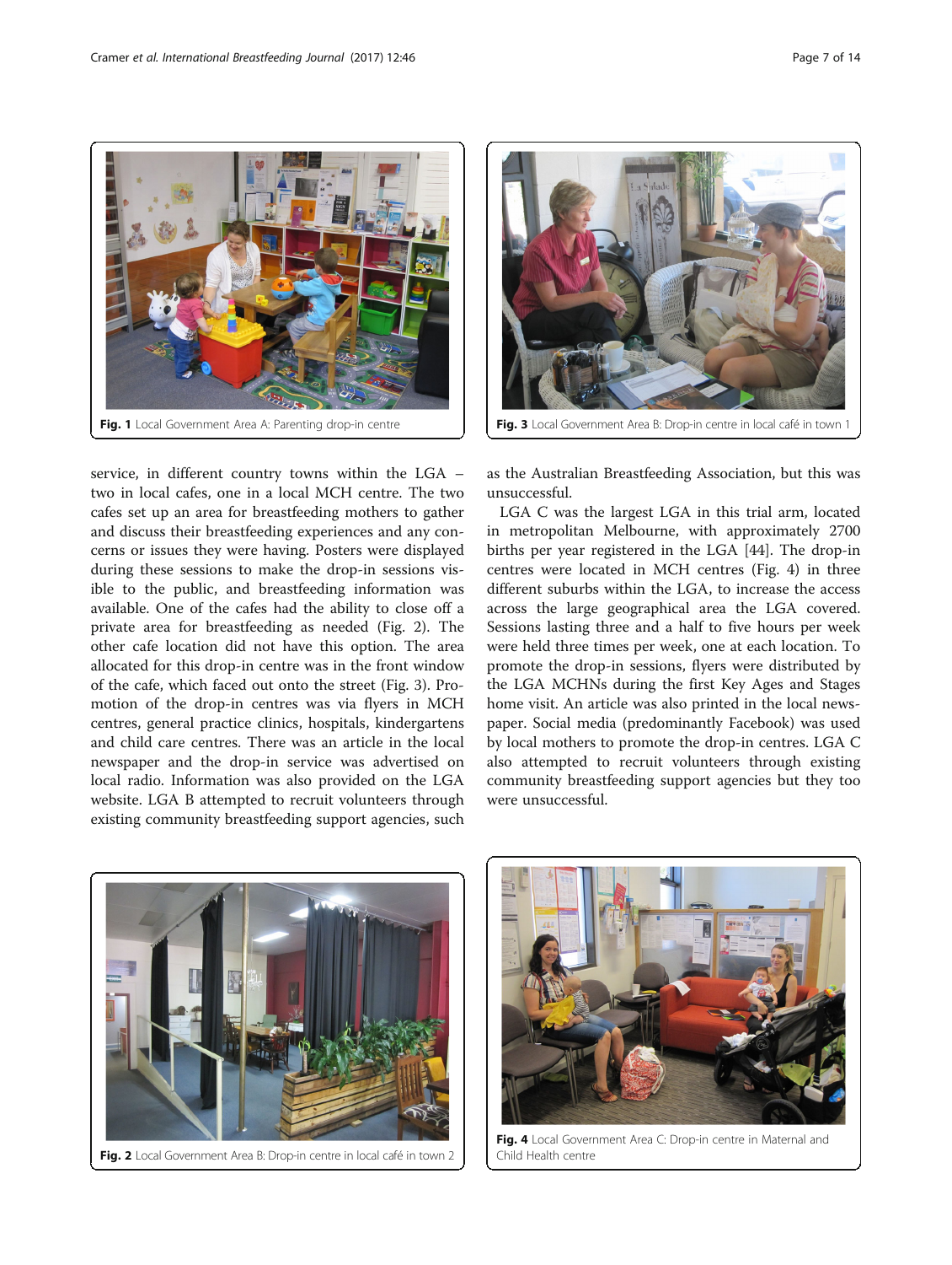Fig. 1 Local Government Area A: Parenting drop-in centre

Fig. 3 Local Government Area B: Drop-in centre in local café in town 1

service, in different country towns within the LGA – two in local cafes, one in a local MCH centre. The two cafes set up an area for breastfeeding mothers to gather and discuss their breastfeeding experiences and any concerns or issues they were having. Posters were displayed during these sessions to make the drop-in sessions visible to the public, and breastfeeding information was available. One of the cafes had the ability to close off a private area for breastfeeding as needed (Fig. 2). The other cafe location did not have this option. The area allocated for this drop-in centre was in the front window of the cafe, which faced out onto the street (Fig. 3). Promotion of the drop-in centres was via flyers in MCH centres, general practice clinics, hospitals, kindergartens and child care centres. There was an article in the local newspaper and the drop-in service was advertised on local radio. Information was also provided on the LGA website. LGA B attempted to recruit volunteers through existing community breastfeeding support agencies, such as the Australian Breastfeeding Association, but this was unsuccessful.

LGA C was the largest LGA in this trial arm, located in metropolitan Melbourne, with approximately 2700 births per year registered in the LGA [44]. The drop-in centres were located in MCH centres (Fig. 4) in three different suburbs within the LGA, to increase the access across the large geographical area the LGA covered. Sessions lasting three and a half to five hours per week were held three times per week, one at each location. To promote the drop-in sessions, flyers were distributed by the LGA MCHNs during the first Key Ages and Stages home visit. An article was also printed in the local newspaper. Social media (predominantly Facebook) was used by local mothers to promote the drop-in centres. LGA C also attempted to recruit volunteers through existing community breastfeeding support agencies but they too were unsuccessful.

Fig. 2 Local Government Area B: Drop-in centre in local café in town 2

Fig. 4 Local Government Area C: Drop-in centre in Maternal and Child Health centre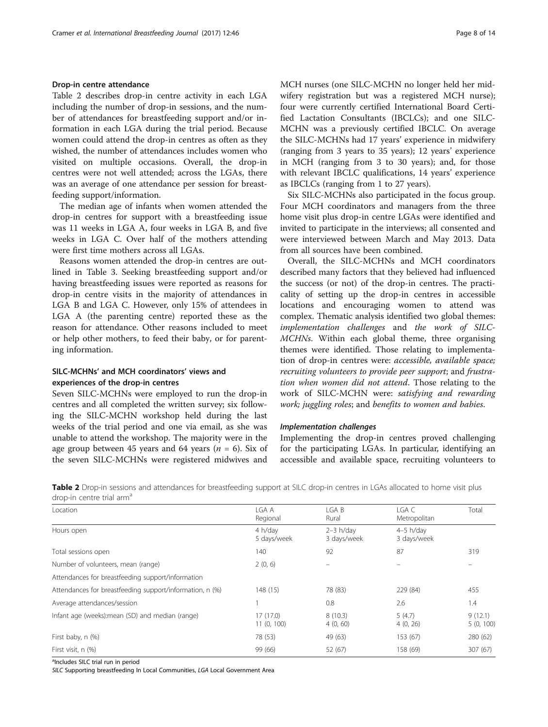### Drop-in centre attendance

Table 2 describes drop-in centre activity in each LGA including the number of drop-in sessions, and the number of attendances for breastfeeding support and/or information in each LGA during the trial period. Because women could attend the drop-in centres as often as they wished, the number of attendances includes women who visited on multiple occasions. Overall, the drop-in centres were not well attended; across the LGAs, there was an average of one attendance per session for breastfeeding support/information.

The median age of infants when women attended the drop-in centres for support with a breastfeeding issue was 11 weeks in LGA A, four weeks in LGA B, and five weeks in LGA C. Over half of the mothers attending were first time mothers across all LGAs.

Reasons women attended the drop-in centres are outlined in Table 3. Seeking breastfeeding support and/or having breastfeeding issues were reported as reasons for drop-in centre visits in the majority of attendances in LGA B and LGA C. However, only 15% of attendees in LGA A (the parenting centre) reported these as the reason for attendance. Other reasons included to meet or help other mothers, to feed their baby, or for parenting information.

### SILC-MCHNs' and MCH coordinators' views and experiences of the drop-in centres

Seven SILC-MCHNs were employed to run the drop-in centres and all completed the written survey; six following the SILC-MCHN workshop held during the last weeks of the trial period and one via email, as she was unable to attend the workshop. The majority were in the age group between 45 years and 64 years ($n$ = 6). Six of the seven SILC-MCHNs were registered midwives and MCH nurses (one SILC-MCHN no longer held her midwifery registration but was a registered MCH nurse); four were currently certified International Board Certified Lactation Consultants (IBCLCs); and one SILC-MCHN was a previously certified IBCLC. On average the SILC-MCHNs had 17 years' experience in midwifery (ranging from 3 years to 35 years); 12 years' experience in MCH (ranging from 3 to 30 years); and, for those with relevant IBCLC qualifications, 14 years' experience as IBCLCs (ranging from 1 to 27 years).

Six SILC-MCHNs also participated in the focus group. Four MCH coordinators and managers from the three home visit plus drop-in centre LGAs were identified and invited to participate in the interviews; all consented and were interviewed between March and May 2013. Data from all sources have been combined.

Overall, the SILC-MCHNs and MCH coordinators described many factors that they believed had influenced the success (or not) of the drop-in centres. The practicality of setting up the drop-in centres in accessible locations and encouraging women to attend was complex. Thematic analysis identified two global themes: *implementation challenges* and *the work of SILC-MCHNs*. Within each global theme, three organising themes were identified. Those relating to implementation of drop-in centres were: *accessible, available space; recruiting volunteers to provide peer support*; and *frustration when women did not attend*. Those relating to the work of SILC-MCHN were: *satisfying and rewarding work; juggling roles*; and *benefits to women and babies*.

#### Implementation challenges

Implementing the drop-in centres proved challenging for the participating LGAs. In particular, identifying an accessible and available space, recruiting volunteers to

**Table 2** Drop-in sessions and attendances for breastfeeding support at SILC drop-in centres in LGAs allocated to home visit plus drop-in centre trial arm[a]

| Location | LGA A Regional | LGA B Rural | LGA C Metropolitan | Total |
|---|---|---|---|---|
| Hours open | 4 h/day 5 days/week | 2–3 h/day 3 days/week | 4–5 h/day 3 days/week | |
| Total sessions open | 140 | 92 | 87 | 319 |
| Number of volunteers, mean (range) | 2 (0, 6) | – | – | – |
| Attendances for breastfeeding support/information | | | | |
| Attendances for breastfeeding support/information, n (%) | 148 (15) | 78 (83) | 229 (84) | 455 |
| Average attendances/session | 1 | 0.8 | 2.6 | 1.4 |
| Infant age (weeks):mean (SD) and median (range) | 17 (17.0) 11 (0, 100) | 8 (10.3) 4 (0, 60) | 5 (4.7) 4 (0, 26) | 9 (12.1) 5 (0, 100) |
| First baby, n (%) | 78 (53) | 49 (63) | 153 (67) | 280 (62) |
| First visit, n (%) | 99 (66) | 52 (67) | 158 (69) | 307 (67) |

[a]Includes SILC trial run in period

*SILC* Supporting breastfeeding In Local Communities, *LGA* Local Government Area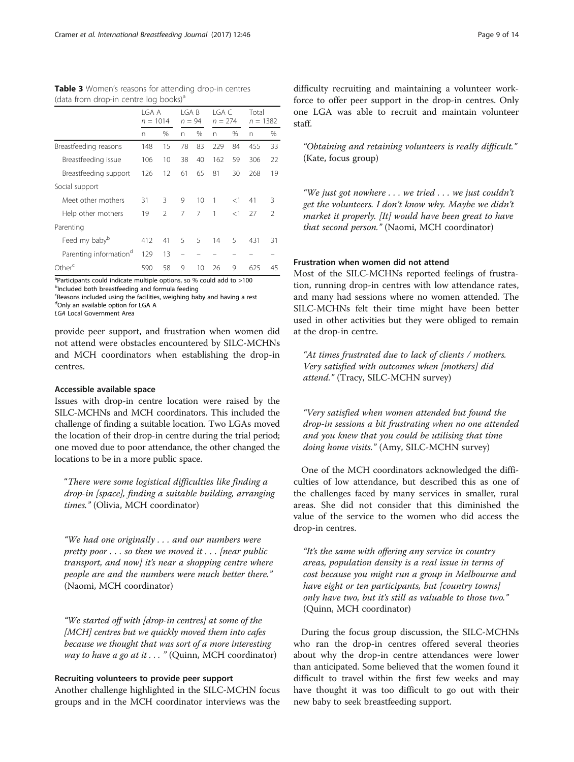**Table 3** Women's reasons for attending drop-in centres (data from drop-in centre log books)[a]

| | LGA A $n = 1014$ | | LGA B $n = 94$ | | LGA C $n = 274$ | | Total $n = 1382$ | |
|---|---|---|---|---|---|---|---|---|
| | n | % | n | % | n | % | n | % |
| Breastfeeding reasons | 148 | 15 | 78 | 83 | 229 | 84 | 455 | 33 |
| Breastfeeding issue | 106 | 10 | 38 | 40 | 162 | 59 | 306 | 22 |
| Breastfeeding support | 126 | 12 | 61 | 65 | 81 | 30 | 268 | 19 |
| Social support | | | | | | | | |
| Meet other mothers | 31 | 3 | 9 | 10 | 1 | <1 | 41 | 3 |
| Help other mothers | 19 | 2 | 7 | 7 | 1 | <1 | 27 | 2 |
| Parenting | | | | | | | | |
| Feed my baby[b] | 412 | 41 | 5 | 5 | 14 | 5 | 431 | 31 |
| Parenting information[d] | 129 | 13 | – | – | – | – | – | – |
| Other[c] | 590 | 58 | 9 | 10 | 26 | 9 | 625 | 45 |

[a]Participants could indicate multiple options, so % could add to >100
[b]Included both breastfeeding and formula feeding
[c]Reasons included using the facilities, weighing baby and having a rest
[d]Only an available option for LGA A
*LGA* Local Government Area

provide peer support, and frustration when women did not attend were obstacles encountered by SILC-MCHNs and MCH coordinators when establishing the drop-in centres.

#### Accessible available space

Issues with drop-in centre location were raised by the SILC-MCHNs and MCH coordinators. This included the challenge of finding a suitable location. Two LGAs moved the location of their drop-in centre during the trial period; one moved due to poor attendance, the other changed the locations to be in a more public space.

> "*There were some logistical difficulties like finding a drop-in [space], finding a suitable building, arranging times.*" (Olivia, MCH coordinator)

> *"We had one originally . . . and our numbers were pretty poor . . . so then we moved it . . . [near public transport, and now] it's near a shopping centre where people are and the numbers were much better there."* (Naomi, MCH coordinator)

> *"We started off with [drop-in centres] at some of the [MCH] centres but we quickly moved them into cafes because we thought that was sort of a more interesting way to have a go at it . . . "* (Quinn, MCH coordinator)

#### Recruiting volunteers to provide peer support

Another challenge highlighted in the SILC-MCHN focus groups and in the MCH coordinator interviews was the difficulty recruiting and maintaining a volunteer workforce to offer peer support in the drop-in centres. Only one LGA was able to recruit and maintain volunteer staff.

> *"Obtaining and retaining volunteers is really difficult."* (Kate, focus group)

> *"We just got nowhere . . . we tried . . . we just couldn't get the volunteers. I don't know why. Maybe we didn't market it properly. [It] would have been great to have that second person."* (Naomi, MCH coordinator)

#### Frustration when women did not attend

Most of the SILC-MCHNs reported feelings of frustration, running drop-in centres with low attendance rates, and many had sessions where no women attended. The SILC-MCHNs felt their time might have been better used in other activities but they were obliged to remain at the drop-in centre.

> *"At times frustrated due to lack of clients / mothers. Very satisfied with outcomes when [mothers] did attend."* (Tracy, SILC-MCHN survey)

> *"Very satisfied when women attended but found the drop-in sessions a bit frustrating when no one attended and you knew that you could be utilising that time doing home visits."* (Amy, SILC-MCHN survey)

One of the MCH coordinators acknowledged the difficulties of low attendance, but described this as one of the challenges faced by many services in smaller, rural areas. She did not consider that this diminished the value of the service to the women who did access the drop-in centres.

> *"It's the same with offering any service in country areas, population density is a real issue in terms of cost because you might run a group in Melbourne and have eight or ten participants, but [country towns] only have two, but it's still as valuable to those two."* (Quinn, MCH coordinator)

During the focus group discussion, the SILC-MCHNs who ran the drop-in centres offered several theories about why the drop-in centre attendances were lower than anticipated. Some believed that the women found it difficult to travel within the first few weeks and may have thought it was too difficult to go out with their new baby to seek breastfeeding support.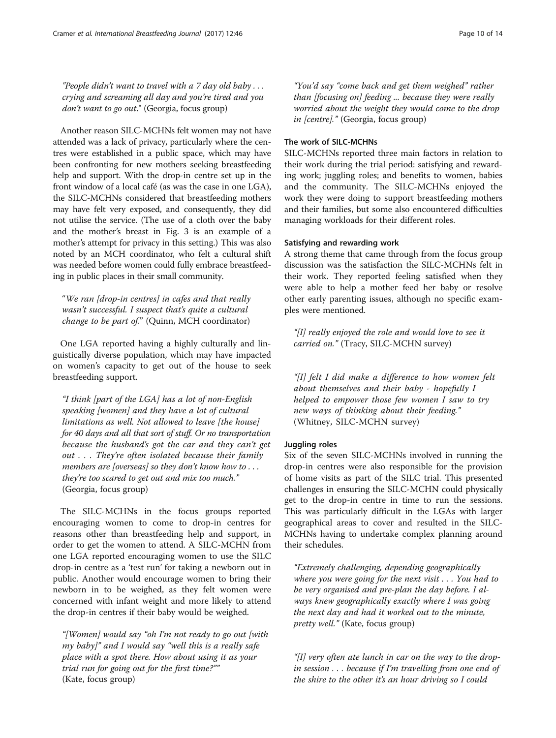*"People didn't want to travel with a 7 day old baby . . . crying and screaming all day and you're tired and you don't want to go out."* (Georgia, focus group)

Another reason SILC-MCHNs felt women may not have attended was a lack of privacy, particularly where the centres were established in a public space, which may have been confronting for new mothers seeking breastfeeding help and support. With the drop-in centre set up in the front window of a local café (as was the case in one LGA), the SILC-MCHNs considered that breastfeeding mothers may have felt very exposed, and consequently, they did not utilise the service. (The use of a cloth over the baby and the mother's breast in Fig. 3 is an example of a mother's attempt for privacy in this setting.) This was also noted by an MCH coordinator, who felt a cultural shift was needed before women could fully embrace breastfeeding in public places in their small community.

*"We ran [drop-in centres] in cafes and that really wasn't successful. I suspect that's quite a cultural change to be part of."* (Quinn, MCH coordinator)

One LGA reported having a highly culturally and linguistically diverse population, which may have impacted on women's capacity to get out of the house to seek breastfeeding support.

*"I think [part of the LGA] has a lot of non-English speaking [women] and they have a lot of cultural limitations as well. Not allowed to leave [the house] for 40 days and all that sort of stuff. Or no transportation because the husband's got the car and they can't get out . . . They're often isolated because their family members are [overseas] so they don't know how to . . . they're too scared to get out and mix too much."* (Georgia, focus group)

The SILC-MCHNs in the focus groups reported encouraging women to come to drop-in centres for reasons other than breastfeeding help and support, in order to get the women to attend. A SILC-MCHN from one LGA reported encouraging women to use the SILC drop-in centre as a 'test run' for taking a newborn out in public. Another would encourage women to bring their newborn in to be weighed, as they felt women were concerned with infant weight and more likely to attend the drop-in centres if their baby would be weighed.

*"[Women] would say "oh I'm not ready to go out [with my baby]" and I would say "well this is a really safe place with a spot there. How about using it as your trial run for going out for the first time?""* (Kate, focus group)

*"You'd say "come back and get them weighed" rather than [focusing on] feeding ... because they were really worried about the weight they would come to the drop in [centre]."* (Georgia, focus group)

### The work of SILC-MCHNs

SILC-MCHNs reported three main factors in relation to their work during the trial period: satisfying and rewarding work; juggling roles; and benefits to women, babies and the community. The SILC-MCHNs enjoyed the work they were doing to support breastfeeding mothers and their families, but some also encountered difficulties managing workloads for their different roles.

#### Satisfying and rewarding work

A strong theme that came through from the focus group discussion was the satisfaction the SILC-MCHNs felt in their work. They reported feeling satisfied when they were able to help a mother feed her baby or resolve other early parenting issues, although no specific examples were mentioned.

*"[I] really enjoyed the role and would love to see it carried on."* (Tracy, SILC-MCHN survey)

*"[I] felt I did make a difference to how women felt about themselves and their baby - hopefully I helped to empower those few women I saw to try new ways of thinking about their feeding."* (Whitney, SILC-MCHN survey)

#### Juggling roles

Six of the seven SILC-MCHNs involved in running the drop-in centres were also responsible for the provision of home visits as part of the SILC trial. This presented challenges in ensuring the SILC-MCHN could physically get to the drop-in centre in time to run the sessions. This was particularly difficult in the LGAs with larger geographical areas to cover and resulted in the SILC-MCHNs having to undertake complex planning around their schedules.

*"Extremely challenging, depending geographically where you were going for the next visit . . . You had to be very organised and pre-plan the day before. I always knew geographically exactly where I was going the next day and had it worked out to the minute, pretty well."* (Kate, focus group)

*"[I] very often ate lunch in car on the way to the drop-in session . . . because if I'm travelling from one end of the shire to the other it's an hour driving so I could*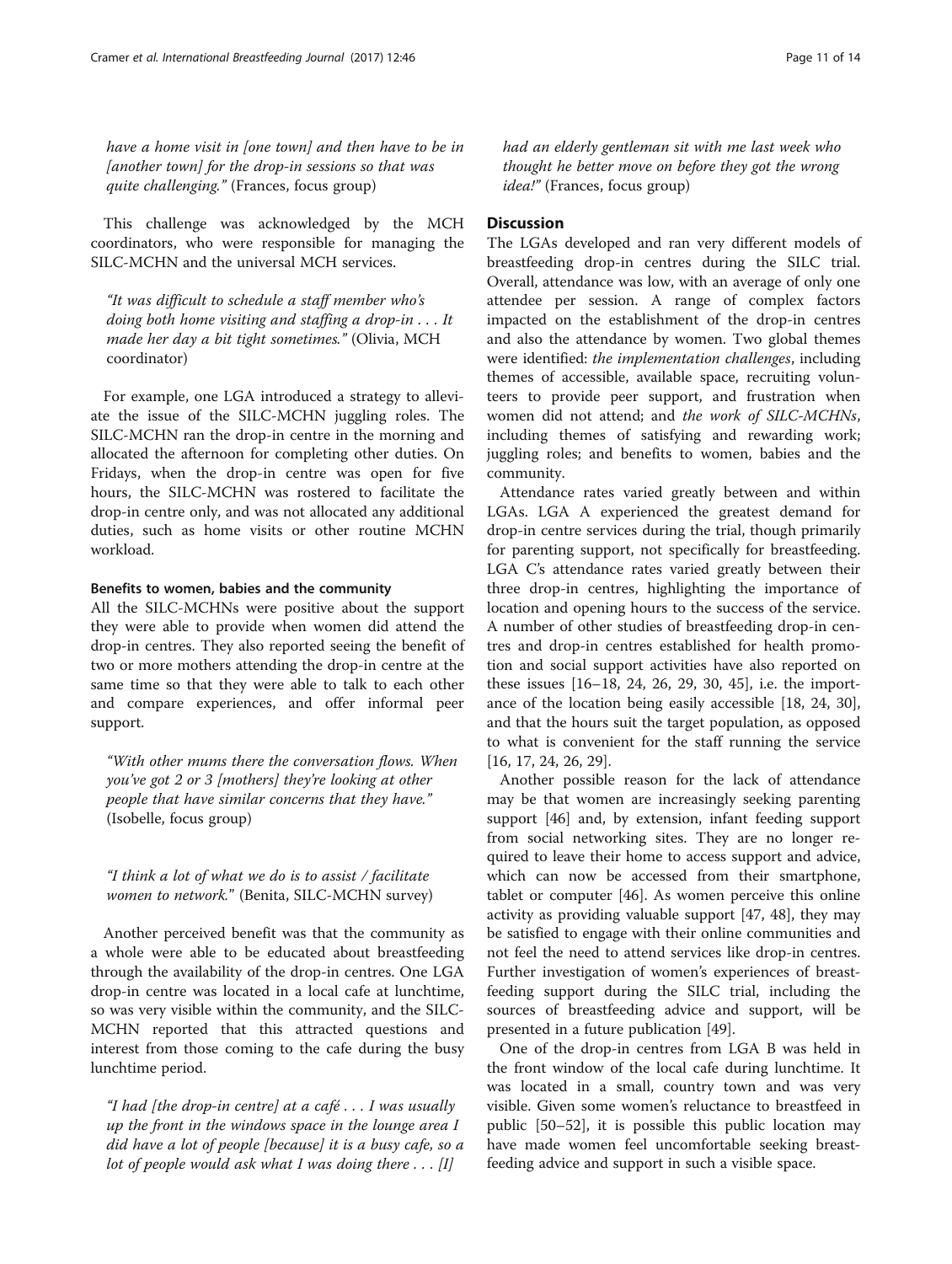*have a home visit in [one town] and then have to be in [another town] for the drop-in sessions so that was quite challenging."* (Frances, focus group)

This challenge was acknowledged by the MCH coordinators, who were responsible for managing the SILC-MCHN and the universal MCH services.

*"It was difficult to schedule a staff member who's doing both home visiting and staffing a drop-in . . . It made her day a bit tight sometimes."* (Olivia, MCH coordinator)

For example, one LGA introduced a strategy to alleviate the issue of the SILC-MCHN juggling roles. The SILC-MCHN ran the drop-in centre in the morning and allocated the afternoon for completing other duties. On Fridays, when the drop-in centre was open for five hours, the SILC-MCHN was rostered to facilitate the drop-in centre only, and was not allocated any additional duties, such as home visits or other routine MCHN workload.

#### Benefits to women, babies and the community

All the SILC-MCHNs were positive about the support they were able to provide when women did attend the drop-in centres. They also reported seeing the benefit of two or more mothers attending the drop-in centre at the same time so that they were able to talk to each other and compare experiences, and offer informal peer support.

*"With other mums there the conversation flows. When you've got 2 or 3 [mothers] they're looking at other people that have similar concerns that they have."* (Isobelle, focus group)

*"I think a lot of what we do is to assist / facilitate women to network."* (Benita, SILC-MCHN survey)

Another perceived benefit was that the community as a whole were able to be educated about breastfeeding through the availability of the drop-in centres. One LGA drop-in centre was located in a local cafe at lunchtime, so was very visible within the community, and the SILC-MCHN reported that this attracted questions and interest from those coming to the cafe during the busy lunchtime period.

*"I had [the drop-in centre] at a café . . . I was usually up the front in the windows space in the lounge area I did have a lot of people [because] it is a busy cafe, so a lot of people would ask what I was doing there . . . [I] had an elderly gentleman sit with me last week who thought he better move on before they got the wrong idea!"* (Frances, focus group)

## Discussion

The LGAs developed and ran very different models of breastfeeding drop-in centres during the SILC trial. Overall, attendance was low, with an average of only one attendee per session. A range of complex factors impacted on the establishment of the drop-in centres and also the attendance by women. Two global themes were identified: *the implementation challenges*, including themes of accessible, available space, recruiting volunteers to provide peer support, and frustration when women did not attend; and *the work of SILC-MCHNs*, including themes of satisfying and rewarding work; juggling roles; and benefits to women, babies and the community.

Attendance rates varied greatly between and within LGAs. LGA A experienced the greatest demand for drop-in centre services during the trial, though primarily for parenting support, not specifically for breastfeeding. LGA C's attendance rates varied greatly between their three drop-in centres, highlighting the importance of location and opening hours to the success of the service. A number of other studies of breastfeeding drop-in centres and drop-in centres established for health promotion and social support activities have also reported on these issues [16–18, 24, 26, 29, 30, 45], i.e. the importance of the location being easily accessible [18, 24, 30], and that the hours suit the target population, as opposed to what is convenient for the staff running the service [16, 17, 24, 26, 29].

Another possible reason for the lack of attendance may be that women are increasingly seeking parenting support [46] and, by extension, infant feeding support from social networking sites. They are no longer required to leave their home to access support and advice, which can now be accessed from their smartphone, tablet or computer [46]. As women perceive this online activity as providing valuable support [47, 48], they may be satisfied to engage with their online communities and not feel the need to attend services like drop-in centres. Further investigation of women's experiences of breastfeeding support during the SILC trial, including the sources of breastfeeding advice and support, will be presented in a future publication [49].

One of the drop-in centres from LGA B was held in the front window of the local cafe during lunchtime. It was located in a small, country town and was very visible. Given some women's reluctance to breastfeed in public [50–52], it is possible this public location may have made women feel uncomfortable seeking breastfeeding advice and support in such a visible space.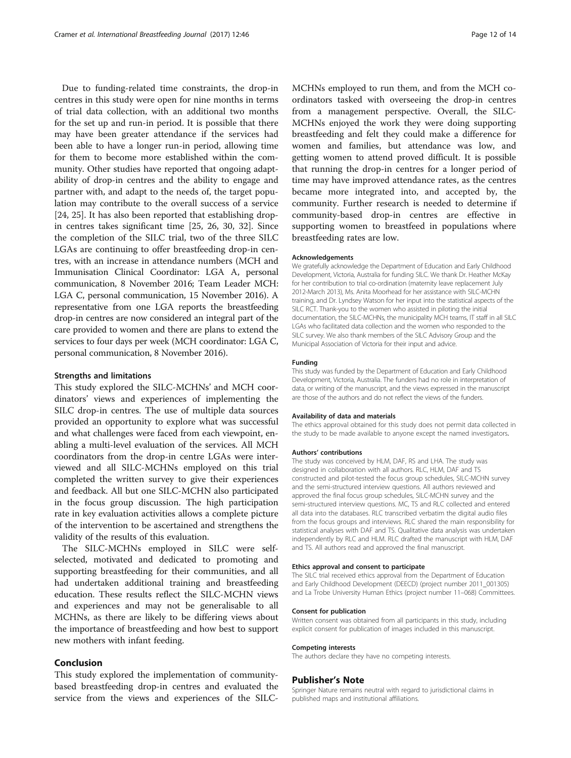Due to funding-related time constraints, the drop-in centres in this study were open for nine months in terms of trial data collection, with an additional two months for the set up and run-in period. It is possible that there may have been greater attendance if the services had been able to have a longer run-in period, allowing time for them to become more established within the community. Other studies have reported that ongoing adaptability of drop-in centres and the ability to engage and partner with, and adapt to the needs of, the target population may contribute to the overall success of a service [24, 25]. It has also been reported that establishing drop-in centres takes significant time [25, 26, 30, 32]. Since the completion of the SILC trial, two of the three SILC LGAs are continuing to offer breastfeeding drop-in centres, with an increase in attendance numbers (MCH and Immunisation Clinical Coordinator: LGA A, personal communication, 8 November 2016; Team Leader MCH: LGA C, personal communication, 15 November 2016). A representative from one LGA reports the breastfeeding drop-in centres are now considered an integral part of the care provided to women and there are plans to extend the services to four days per week (MCH coordinator: LGA C, personal communication, 8 November 2016).

### Strengths and limitations

This study explored the SILC-MCHNs' and MCH coordinators' views and experiences of implementing the SILC drop-in centres. The use of multiple data sources provided an opportunity to explore what was successful and what challenges were faced from each viewpoint, enabling a multi-level evaluation of the services. All MCH coordinators from the drop-in centre LGAs were interviewed and all SILC-MCHNs employed on this trial completed the written survey to give their experiences and feedback. All but one SILC-MCHN also participated in the focus group discussion. The high participation rate in key evaluation activities allows a complete picture of the intervention to be ascertained and strengthens the validity of the results of this evaluation.

The SILC-MCHNs employed in SILC were self-selected, motivated and dedicated to promoting and supporting breastfeeding for their communities, and all had undertaken additional training and breastfeeding education. These results reflect the SILC-MCHN views and experiences and may not be generalisable to all MCHNs, as there are likely to be differing views about the importance of breastfeeding and how best to support new mothers with infant feeding.

## Conclusion

This study explored the implementation of community-based breastfeeding drop-in centres and evaluated the service from the views and experiences of the SILC-MCHNs employed to run them, and from the MCH co-ordinators tasked with overseeing the drop-in centres from a management perspective. Overall, the SILC-MCHNs enjoyed the work they were doing supporting breastfeeding and felt they could make a difference for women and families, but attendance was low, and getting women to attend proved difficult. It is possible that running the drop-in centres for a longer period of time may have improved attendance rates, as the centres became more integrated into, and accepted by, the community. Further research is needed to determine if community-based drop-in centres are effective in supporting women to breastfeed in populations where breastfeeding rates are low.

#### Acknowledgements

We gratefully acknowledge the Department of Education and Early Childhood Development, Victoria, Australia for funding SILC. We thank Dr. Heather McKay for her contribution to trial co-ordination (maternity leave replacement July 2012-March 2013), Ms. Anita Moorhead for her assistance with SILC-MCHN training, and Dr. Lyndsey Watson for her input into the statistical aspects of the SILC RCT. Thank-you to the women who assisted in piloting the initial documentation, the SILC-MCHNs, the municipality MCH teams, IT staff in all SILC LGAs who facilitated data collection and the women who responded to the SILC survey. We also thank members of the SILC Advisory Group and the Municipal Association of Victoria for their input and advice.

#### Funding

This study was funded by the Department of Education and Early Childhood Development, Victoria, Australia. The funders had no role in interpretation of data, or writing of the manuscript, and the views expressed in the manuscript are those of the authors and do not reflect the views of the funders.

#### Availability of data and materials

The ethics approval obtained for this study does not permit data collected in the study to be made available to anyone except the named investigators.

#### Authors' contributions

The study was conceived by HLM, DAF, RS and LHA. The study was designed in collaboration with all authors. RLC, HLM, DAF and TS constructed and pilot-tested the focus group schedules, SILC-MCHN survey and the semi-structured interview questions. All authors reviewed and approved the final focus group schedules, SILC-MCHN survey and the semi-structured interview questions. MC, TS and RLC collected and entered all data into the databases. RLC transcribed verbatim the digital audio files from the focus groups and interviews. RLC shared the main responsibility for statistical analyses with DAF and TS. Qualitative data analysis was undertaken independently by RLC and HLM. RLC drafted the manuscript with HLM, DAF and TS. All authors read and approved the final manuscript.

#### Ethics approval and consent to participate

The SILC trial received ethics approval from the Department of Education and Early Childhood Development (DEECD) (project number 2011_001305) and La Trobe University Human Ethics (project number 11–068) Committees.

#### Consent for publication

Written consent was obtained from all participants in this study, including explicit consent for publication of images included in this manuscript.

#### Competing interests

The authors declare they have no competing interests.

## Publisher's Note

Springer Nature remains neutral with regard to jurisdictional claims in published maps and institutional affiliations.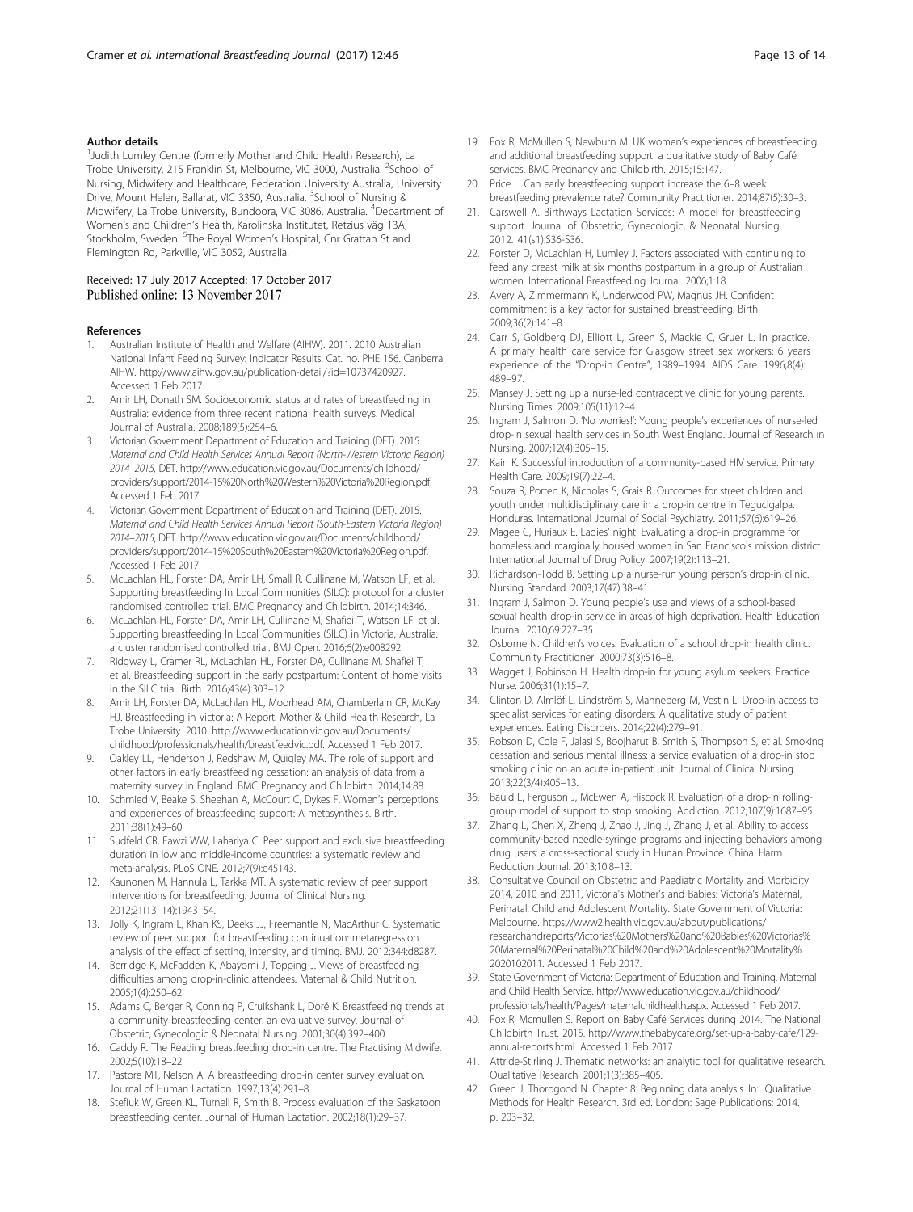### Author details

[1]Judith Lumley Centre (formerly Mother and Child Health Research), La Trobe University, 215 Franklin St, Melbourne, VIC 3000, Australia. [2]School of Nursing, Midwifery and Healthcare, Federation University Australia, University Drive, Mount Helen, Ballarat, VIC 3350, Australia. [3]School of Nursing & Midwifery, La Trobe University, Bundoora, VIC 3086, Australia. [4]Department of Women's and Children's Health, Karolinska Institutet, Retzius väg 13A, Stockholm, Sweden. [5]The Royal Women's Hospital, Cnr Grattan St and Flemington Rd, Parkville, VIC 3052, Australia.

Received: 17 July 2017 Accepted: 17 October 2017
Published online: 13 November 2017

### References

1. Australian Institute of Health and Welfare (AIHW). 2011. 2010 Australian National Infant Feeding Survey: Indicator Results. Cat. no. PHE 156. Canberra: AIHW. http://www.aihw.gov.au/publication-detail/?id=10737420927. Accessed 1 Feb 2017.
2. Amir LH, Donath SM. Socioeconomic status and rates of breastfeeding in Australia: evidence from three recent national health surveys. Medical Journal of Australia. 2008;189(5):254–6.
3. Victorian Government Department of Education and Training (DET). 2015. *Maternal and Child Health Services Annual Report (North-Western Victoria Region) 2014–2015*, DET. http://www.education.vic.gov.au/Documents/childhood/providers/support/2014-15%20North%20Western%20Victoria%20Region.pdf. Accessed 1 Feb 2017.
4. Victorian Government Department of Education and Training (DET). 2015. *Maternal and Child Health Services Annual Report (South-Eastern Victoria Region) 2014–2015*, DET. http://www.education.vic.gov.au/Documents/childhood/providers/support/2014-15%20South%20Eastern%20Victoria%20Region.pdf. Accessed 1 Feb 2017.
5. McLachlan HL, Forster DA, Amir LH, Small R, Cullinane M, Watson LF, et al. Supporting breastfeeding In Local Communities (SILC): protocol for a cluster randomised controlled trial. BMC Pregnancy and Childbirth. 2014;14:346.
6. McLachlan HL, Forster DA, Amir LH, Cullinane M, Shafiei T, Watson LF, et al. Supporting breastfeeding In Local Communities (SILC) in Victoria, Australia: a cluster randomised controlled trial. BMJ Open. 2016;6(2):e008292.
7. Ridgway L, Cramer RL, McLachlan HL, Forster DA, Cullinane M, Shafiei T, et al. Breastfeeding support in the early postpartum: Content of home visits in the SILC trial. Birth. 2016;43(4):303–12.
8. Amir LH, Forster DA, McLachlan HL, Moorhead AM, Chamberlain CR, McKay HJ. Breastfeeding in Victoria: A Report. Mother & Child Health Research, La Trobe University. 2010. http://www.education.vic.gov.au/Documents/childhood/professionals/health/breastfeedvic.pdf. Accessed 1 Feb 2017.
9. Oakley LL, Henderson J, Redshaw M, Quigley MA. The role of support and other factors in early breastfeeding cessation: an analysis of data from a maternity survey in England. BMC Pregnancy and Childbirth. 2014;14:88.
10. Schmied V, Beake S, Sheehan A, McCourt C, Dykes F. Women's perceptions and experiences of breastfeeding support: A metasynthesis. Birth. 2011;38(1):49–60.
11. Sudfeld CR, Fawzi WW, Lahariya C. Peer support and exclusive breastfeeding duration in low and middle-income countries: a systematic review and meta-analysis. PLoS ONE. 2012;7(9):e45143.
12. Kaunonen M, Hannula L, Tarkka MT. A systematic review of peer support interventions for breastfeeding. Journal of Clinical Nursing. 2012;21(13–14):1943–54.
13. Jolly K, Ingram L, Khan KS, Deeks JJ, Freemantle N, MacArthur C. Systematic review of peer support for breastfeeding continuation: metaregression analysis of the effect of setting, intensity, and timing. BMJ. 2012;344:d8287.
14. Berridge K, McFadden K, Abayomi J, Topping J. Views of breastfeeding difficulties among drop-in-clinic attendees. Maternal & Child Nutrition. 2005;1(4):250–62.
15. Adams C, Berger R, Conning P, Cruikshank L, Doré K. Breastfeeding trends at a community breastfeeding center: an evaluative survey. Journal of Obstetric, Gynecologic & Neonatal Nursing. 2001;30(4):392–400.
16. Caddy R. The Reading breastfeeding drop-in centre. The Practising Midwife. 2002;5(10):18–22.
17. Pastore MT, Nelson A. A breastfeeding drop-in center survey evaluation. Journal of Human Lactation. 1997;13(4):291–8.
18. Stefiuk W, Green KL, Turnell R, Smith B. Process evaluation of the Saskatoon breastfeeding center. Journal of Human Lactation. 2002;18(1):29–37.
19. Fox R, McMullen S, Newburn M. UK women's experiences of breastfeeding and additional breastfeeding support: a qualitative study of Baby Café services. BMC Pregnancy and Childbirth. 2015;15:147.
20. Price L. Can early breastfeeding support increase the 6–8 week breastfeeding prevalence rate? Community Practitioner. 2014;87(5):30–3.
21. Carswell A. Birthways Lactation Services: A model for breastfeeding support. Journal of Obstetric, Gynecologic, & Neonatal Nursing. 2012. 41(s1):S36-S36.
22. Forster D, McLachlan H, Lumley J. Factors associated with continuing to feed any breast milk at six months postpartum in a group of Australian women. International Breastfeeding Journal. 2006;1:18.
23. Avery A, Zimmermann K, Underwood PW, Magnus JH. Confident commitment is a key factor for sustained breastfeeding. Birth. 2009;36(2):141–8.
24. Carr S, Goldberg DJ, Elliott L, Green S, Mackie C, Gruer L. In practice. A primary health care service for Glasgow street sex workers: 6 years experience of the "Drop-in Centre", 1989–1994. AIDS Care. 1996;8(4):489–97.
25. Mansey J. Setting up a nurse-led contraceptive clinic for young parents. Nursing Times. 2009;105(11):12–4.
26. Ingram J, Salmon D. 'No worries!': Young people's experiences of nurse-led drop-in sexual health services in South West England. Journal of Research in Nursing. 2007;12(4):305–15.
27. Kain K. Successful introduction of a community-based HIV service. Primary Health Care. 2009;19(7):22–4.
28. Souza R, Porten K, Nicholas S, Grais R. Outcomes for street children and youth under multidisciplinary care in a drop-in centre in Tegucigalpa. Honduras. International Journal of Social Psychiatry. 2011;57(6):619–26.
29. Magee C, Huriaux E. Ladies' night: Evaluating a drop-in programme for homeless and marginally housed women in San Francisco's mission district. International Journal of Drug Policy. 2007;19(2):113–21.
30. Richardson-Todd B. Setting up a nurse-run young person's drop-in clinic. Nursing Standard. 2003;17(47):38–41.
31. Ingram J, Salmon D. Young people's use and views of a school-based sexual health drop-in service in areas of high deprivation. Health Education Journal. 2010;69:227–35.
32. Osborne N. Children's voices: Evaluation of a school drop-in health clinic. Community Practitioner. 2000;73(3):516–8.
33. Wagget J, Robinson H. Health drop-in for young asylum seekers. Practice Nurse. 2006;31(1):15–7.
34. Clinton D, Almlöf L, Lindström S, Manneberg M, Vestin L. Drop-in access to specialist services for eating disorders: A qualitative study of patient experiences. Eating Disorders. 2014;22(4):279–91.
35. Robson D, Cole F, Jalasi S, Boojharut B, Smith S, Thompson S, et al. Smoking cessation and serious mental illness: a service evaluation of a drop-in stop smoking clinic on an acute in-patient unit. Journal of Clinical Nursing. 2013;22(3/4):405–13.
36. Bauld L, Ferguson J, McEwen A, Hiscock R. Evaluation of a drop-in rolling-group model of support to stop smoking. Addiction. 2012;107(9):1687–95.
37. Zhang L, Chen X, Zheng J, Zhao J, Jing J, Zhang J, et al. Ability to access community-based needle-syringe programs and injecting behaviors among drug users: a cross-sectional study in Hunan Province. China. Harm Reduction Journal. 2013;10:8–13.
38. Consultative Council on Obstetric and Paediatric Mortality and Morbidity 2014, 2010 and 2011, Victoria's Mother's and Babies: Victoria's Maternal, Perinatal, Child and Adolescent Mortality. State Government of Victoria: Melbourne. https://www2.health.vic.gov.au/about/publications/researchandreports/Victorias%20Mothers%20and%20Babies%20Victorias%20Maternal%20Perinatal%20Child%20and%20Adolescent%20Mortality%2020102011. Accessed 1 Feb 2017.
39. State Government of Victoria: Department of Education and Training. Maternal and Child Health Service. http://www.education.vic.gov.au/childhood/professionals/health/Pages/maternalchildhealth.aspx. Accessed 1 Feb 2017.
40. Fox R, Mcmullen S. Report on Baby Café Services during 2014. The National Childbirth Trust. 2015. http://www.thebabycafe.org/set-up-a-baby-cafe/129-annual-reports.html. Accessed 1 Feb 2017.
41. Attride-Stirling J. Thematic networks: an analytic tool for qualitative research. Qualitative Research. 2001;1(3):385–405.
42. Green J, Thorogood N. Chapter 8: Beginning data analysis. In: Qualitative Methods for Health Research. 3rd ed. London: Sage Publications; 2014. p. 203–32.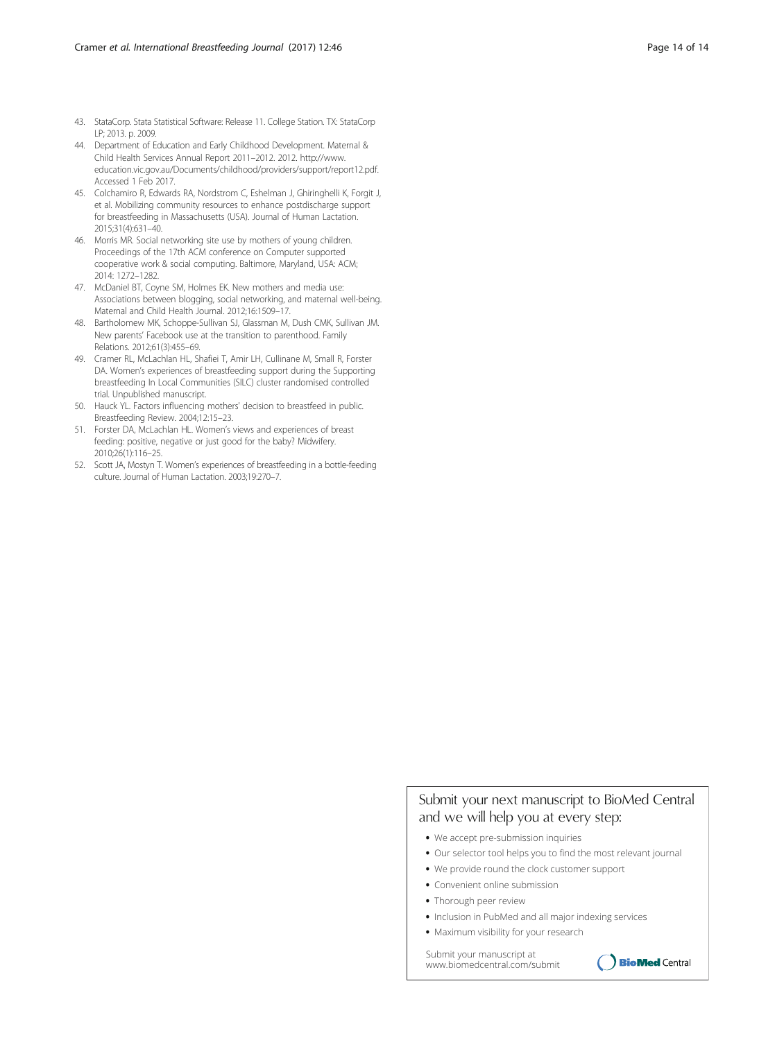43. StataCorp. Stata Statistical Software: Release 11. College Station. TX: StataCorp LP; 2013. p. 2009.
44. Department of Education and Early Childhood Development. Maternal & Child Health Services Annual Report 2011–2012. 2012. http://www.education.vic.gov.au/Documents/childhood/providers/support/report12.pdf. Accessed 1 Feb 2017.
45. Colchamiro R, Edwards RA, Nordstrom C, Eshelman J, Ghiringhelli K, Forgit J, et al. Mobilizing community resources to enhance postdischarge support for breastfeeding in Massachusetts (USA). Journal of Human Lactation. 2015;31(4):631–40.
46. Morris MR. Social networking site use by mothers of young children. Proceedings of the 17th ACM conference on Computer supported cooperative work & social computing. Baltimore, Maryland, USA: ACM; 2014: 1272–1282.
47. McDaniel BT, Coyne SM, Holmes EK. New mothers and media use: Associations between blogging, social networking, and maternal well-being. Maternal and Child Health Journal. 2012;16:1509–17.
48. Bartholomew MK, Schoppe-Sullivan SJ, Glassman M, Dush CMK, Sullivan JM. New parents' Facebook use at the transition to parenthood. Family Relations. 2012;61(3):455–69.
49. Cramer RL, McLachlan HL, Shafiei T, Amir LH, Cullinane M, Small R, Forster DA. Women's experiences of breastfeeding support during the Supporting breastfeeding In Local Communities (SILC) cluster randomised controlled trial. Unpublished manuscript.
50. Hauck YL. Factors influencing mothers' decision to breastfeed in public. Breastfeeding Review. 2004;12:15–23.
51. Forster DA, McLachlan HL. Women's views and experiences of breast feeding: positive, negative or just good for the baby? Midwifery. 2010;26(1):116–25.
52. Scott JA, Mostyn T. Women's experiences of breastfeeding in a bottle-feeding culture. Journal of Human Lactation. 2003;19:270–7.

Submit your next manuscript to BioMed Central and we will help you at every step:

- We accept pre-submission inquiries
- Our selector tool helps you to find the most relevant journal
- We provide round the clock customer support
- Convenient online submission
- Thorough peer review
- Inclusion in PubMed and all major indexing services
- Maximum visibility for your research

Submit your manuscript at
www.biomedcentral.com/submit

BioMed Central